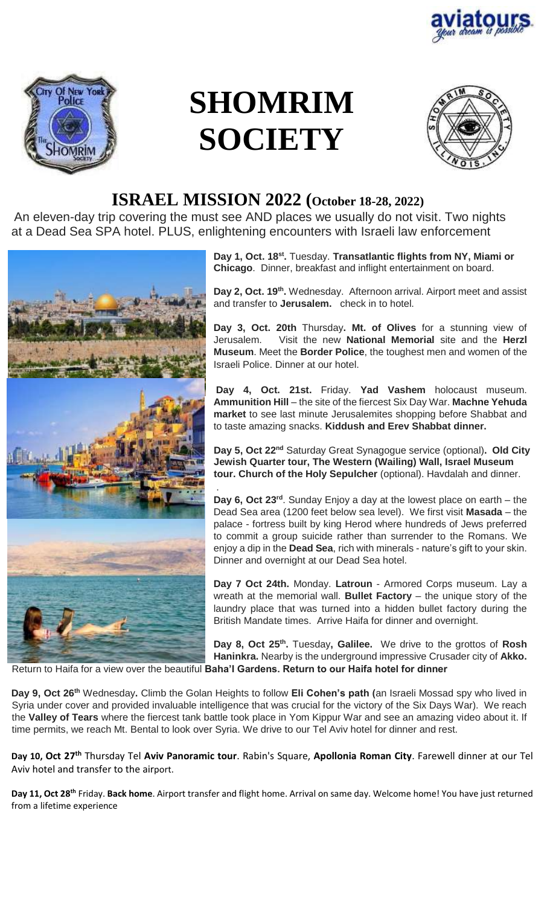# SHOMRIM SOCIETY

## ISRAEL MISSION 2022 (October 18-28, 2022)

An eleven-day trip covering the must see AND places we usually do not visit. Two nights at a Dead Sea SPA hotel. PLUS, enlightening encounters with Israeli law enforcement

**Day 1, Oct. 18st.** Tuesday. **Transatlantic flights from NY, Miami or Chicago**. Dinner, breakfast and inflight entertainment on board.

**Day 2, Oct. 19th.** Wednesday. Afternoon arrival. Airport meet and assist and transfer to **Jerusalem.** check in to hotel.

**Day 3, Oct. 20th** Thursday**. Mt. of Olives** for a stunning view of Jerusalem. Visit the new **National Memorial** site and the **Herzl Museum**. Meet the **Border Police**, the toughest men and women of the Israeli Police. Dinner at our hotel.

**Day 4, Oct. 21st.** Friday. **Yad Vashem** holocaust museum. **Ammunition Hill** – the site of the fiercest Six Day War. **Machne Yehuda market** to see last minute Jerusalemites shopping before Shabbat and to taste amazing snacks. **Kiddush and Erev Shabbat dinner.**

**Day 5, Oct 22nd** Saturday Great Synagogue service (optional)**. Old City Jewish Quarter tour, The Western (Wailing) Wall, Israel Museum tour. Church of the Holy Sepulcher** (optional). Havdalah and dinner.

**Day 6, Oct 23rd**. Sunday Enjoy a day at the lowest place on earth – the Dead Sea area (1200 feet below sea level). We first visit **Masada** – the palace - fortress built by king Herod where hundreds of Jews preferred to commit a group suicide rather than surrender to the Romans. We enjoy a dip in the **Dead Sea**, rich with minerals - nature's gift to your skin. Dinner and overnight at our Dead Sea hotel.

**Day 7 Oct 24th.** Monday. **Latroun** - Armored Corps museum. Lay a wreath at the memorial wall. **Bullet Factory** – the unique story of the laundry place that was turned into a hidden bullet factory during the British Mandate times. Arrive Haifa for dinner and overnight.

**Day 8, Oct 25th.** Tuesday**, Galilee.** We drive to the grottos of **Rosh Haninkra.** Nearby is the underground impressive Crusader city of **Akko.** Return to Haifa for a view over the beautiful **Baha'I Gardens. Return to our Haifa hotel for dinner**

**Day 9, Oct 26th** Wednesday**.** Climb the Golan Heights to follow **Eli Cohen's path (**an Israeli Mossad spy who lived in Syria under cover and provided invaluable intelligence that was crucial for the victory of the Six Days War). We reach the **Valley of Tears** where the fiercest tank battle took place in Yom Kippur War and see an amazing video about it. If time permits, we reach Mt. Bental to look over Syria. We drive to our Tel Aviv hotel for dinner and rest.

**Day 10, Oct 27th** Thursday Tel **Aviv Panoramic tour**. Rabin's Square, **Apollonia Roman City**. Farewell dinner at our Tel Aviv hotel and transfer to the airport.

**Day 11, Oct 28th** Friday. **Back home**. Airport transfer and flight home. Arrival on same day. Welcome home! You have just returned from a lifetime experience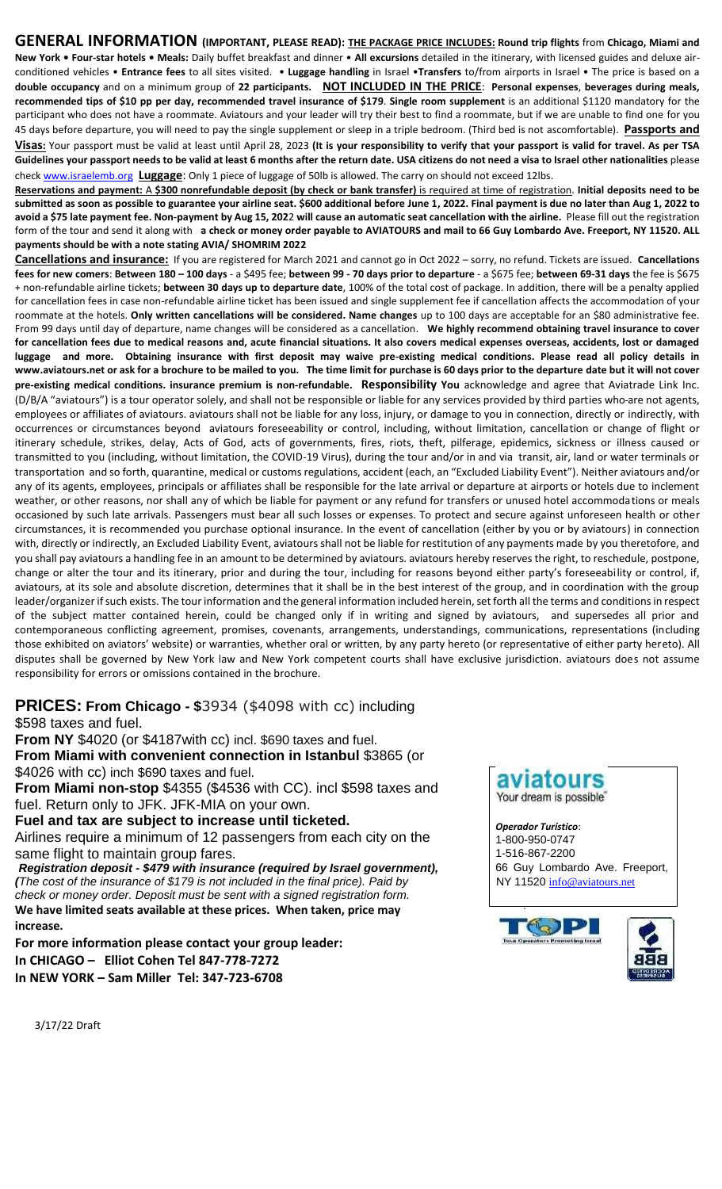## GENERAL INFORMATION (IMPORTANT, PLEASE READ):

**THE PACKAGE PRICE INCLUDES:** **Round trip flights** from **Chicago, Miami and New York** • **Four-star hotels** • **Meals:** Daily buffet breakfast and dinner • **All excursions** detailed in the itinerary, with licensed guides and deluxe air-conditioned vehicles • **Entrance fees** to all sites visited. • **Luggage handling** in Israel •**Transfers** to/from airports in Israel • The price is based on a **double occupancy** and on a minimum group of **22 participants.** **NOT INCLUDED IN THE PRICE**: **Personal expenses**, **beverages during meals, recommended tips of $10 pp per day, recommended travel insurance of $179**. **Single room supplement** is an additional $1120 mandatory for the participant who does not have a roommate. Aviatours and your leader will try their best to find a roommate, but if we are unable to find one for you 45 days before departure, you will need to pay the single supplement or sleep in a triple bedroom. (Third bed is not ascomfortable). **Passports and Visas:** Your passport must be valid at least until April 28, 2023 **(It is your responsibility to verify that your passport is valid for travel. As per TSA Guidelines your passport needs to be valid at least 6 months after the return date. USA citizens do not need a visa to Israel other nationalities** please check www.israelemb.org **Luggage**: Only 1 piece of luggage of 50lb is allowed. The carry on should not exceed 12lbs.

**Reservations and payment:** A **$300 nonrefundable deposit (by check or bank transfer)** is required at time of registration. **Initial deposits need to be submitted as soon as possible to guarantee your airline seat. $600 additional before June 1, 2022. Final payment is due no later than Aug 1, 2022 to avoid a $75 late payment fee. Non-payment by Aug 15, 2022 will cause an automatic seat cancellation with the airline.** Please fill out the registration form of the tour and send it along with **a check or money order payable to AVIATOURS and mail to 66 Guy Lombardo Ave. Freeport, NY 11520. ALL payments should be with a note stating AVIA/ SHOMRIM 2022**

**Cancellations and insurance:** If you are registered for March 2021 and cannot go in Oct 2022 – sorry, no refund. Tickets are issued. **Cancellations fees for new comers**: **Between 180 – 100 days** - a $495 fee; **between 99 - 70 days prior to departure** - a $675 fee; **between 69-31 days** the fee is $675 + non-refundable airline tickets; **between 30 days up to departure date**, 100% of the total cost of package. In addition, there will be a penalty applied for cancellation fees in case non-refundable airline ticket has been issued and single supplement fee if cancellation affects the accommodation of your roommate at the hotels. **Only written cancellations will be considered. Name changes** up to 100 days are acceptable for an $80 administrative fee. From 99 days until day of departure, name changes will be considered as a cancellation. **We highly recommend obtaining travel insurance to cover for cancellation fees due to medical reasons and, acute financial situations. It also covers medical expenses overseas, accidents, lost or damaged luggage and more. Obtaining insurance with first deposit may waive pre-existing medical conditions. Please read all policy details in www.aviatours.net or ask for a brochure to be mailed to you. The time limit for purchase is 60 days prior to the departure date but it will not cover pre-existing medical conditions. insurance premium is non-refundable.** **Responsibility** You acknowledge and agree that Aviatrade Link Inc. (D/B/A "aviatours") is a tour operator solely, and shall not be responsible or liable for any services provided by third parties who-are not agents, employees or affiliates of aviatours. aviatours shall not be liable for any loss, injury, or damage to you in connection, directly or indirectly, with occurrences or circumstances beyond aviatours foreseeability or control, including, without limitation, cancellation or change of flight or itinerary schedule, strikes, delay, Acts of God, acts of governments, fires, riots, theft, pilferage, epidemics, sickness or illness caused or transmitted to you (including, without limitation, the COVID-19 Virus), during the tour and/or in and via transit, air, land or water terminals or transportation and so forth, quarantine, medical or customs regulations, accident (each, an "Excluded Liability Event"). Neither aviatours and/or any of its agents, employees, principals or affiliates shall be responsible for the late arrival or departure at airports or hotels due to inclement weather, or other reasons, nor shall any of which be liable for payment or any refund for transfers or unused hotel accommodations or meals occasioned by such late arrivals. Passengers must bear all such losses or expenses. To protect and secure against unforeseen health or other circumstances, it is recommended you purchase optional insurance. In the event of cancellation (either by you or by aviatours) in connection with, directly or indirectly, an Excluded Liability Event, aviatours shall not be liable for restitution of any payments made by you theretofore, and you shall pay aviatours a handling fee in an amount to be determined by aviatours. aviatours hereby reserves the right, to reschedule, postpone, change or alter the tour and its itinerary, prior and during the tour, including for reasons beyond either party's foreseeability or control, if, aviatours, at its sole and absolute discretion, determines that it shall be in the best interest of the group, and in coordination with the group leader/organizer if such exists. The tour information and the general information included herein, set forth all the terms and conditions in respect of the subject matter contained herein, could be changed only if in writing and signed by aviatours, and supersedes all prior and contemporaneous conflicting agreement, promises, covenants, arrangements, understandings, communications, representations (including those exhibited on aviators' website) or warranties, whether oral or written, by any party hereto (or representative of either party hereto). All disputes shall be governed by New York law and New York competent courts shall have exclusive jurisdiction. aviatours does not assume responsibility for errors or omissions contained in the brochure.

## PRICES: From Chicago - $3934 ($4098 with cc) including $598 taxes and fuel.

**From NY** $4020 (or $4187with cc) incl. $690 taxes and fuel.

**From Miami with convenient connection in Istanbul** $3865 (or $4026 with cc) inch $690 taxes and fuel.

**From Miami non-stop** $4355 ($4536 with CC). incl $598 taxes and fuel. Return only to JFK. JFK-MIA on your own.

**Fuel and tax are subject to increase until ticketed.**

Airlines require a minimum of 12 passengers from each city on the same flight to maintain group fares.

***Registration deposit - $479 with insurance (required by Israel government), (****The cost of the insurance of $179 is not included in the final price). Paid by check or money order. Deposit must be sent with a signed registration form.*

**We have limited seats available at these prices. When taken, price may increase.**

**For more information please contact your group leader:**
**In CHICAGO – Elliot Cohen Tel 847-778-7272**
**In NEW YORK – Sam Miller Tel: 347-723-6708**

aviatours
Your dream is possible

***Operador Turístico***:
1-800-950-0747
1-516-867-2200
66 Guy Lombardo Ave. Freeport, NY 11520 info@aviatours.net

TOPI
Tour Operators Promoting Israel

BBB

3/17/22 Draft